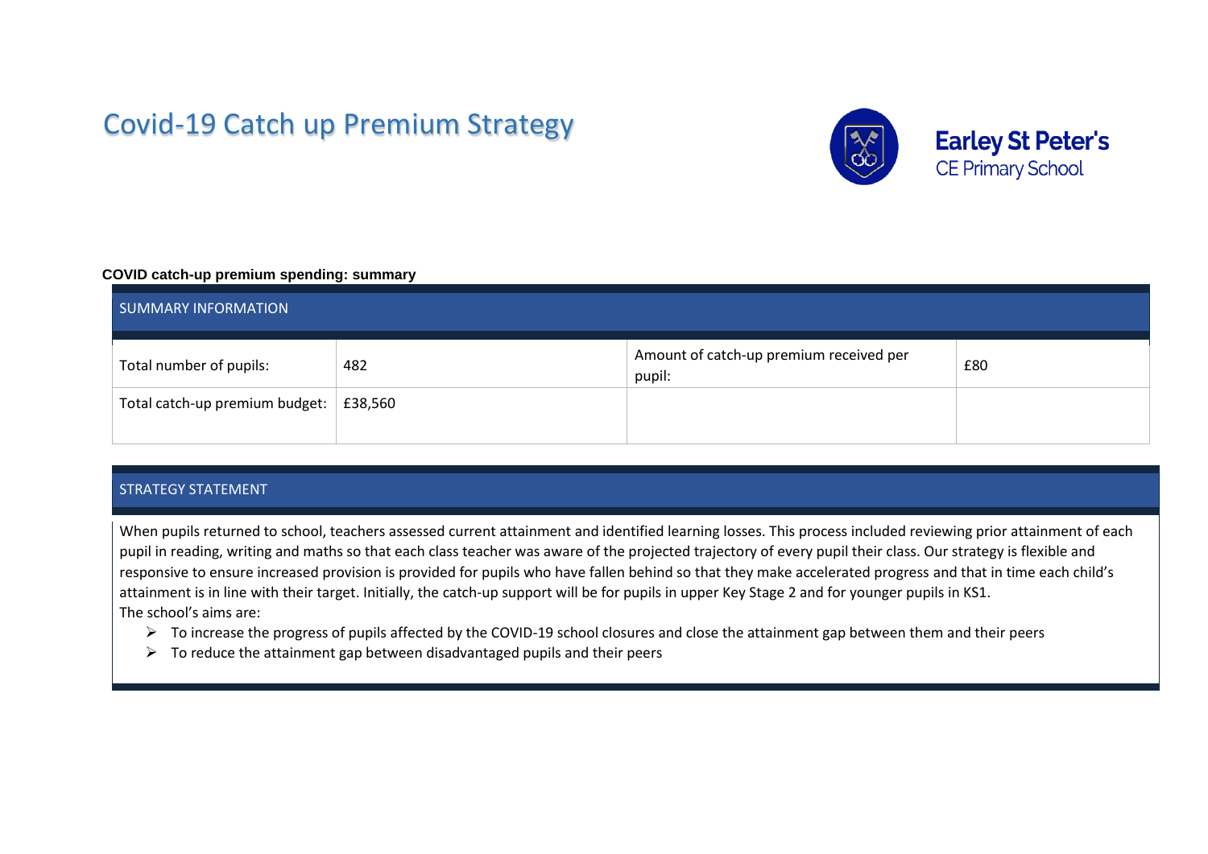# Covid-19 Catch up Premium Strategy

**Earley St Peter's**
CE Primary School

**COVID catch-up premium spending: summary**

| SUMMARY INFORMATION | | | |
|---|---|---|---|
| Total number of pupils: | 482 | Amount of catch-up premium received per pupil: | £80 |
| Total catch-up premium budget: | £38,560 | | |

## STRATEGY STATEMENT

When pupils returned to school, teachers assessed current attainment and identified learning losses. This process included reviewing prior attainment of each pupil in reading, writing and maths so that each class teacher was aware of the projected trajectory of every pupil their class. Our strategy is flexible and responsive to ensure increased provision is provided for pupils who have fallen behind so that they make accelerated progress and that in time each child's attainment is in line with their target. Initially, the catch-up support will be for pupils in upper Key Stage 2 and for younger pupils in KS1.
The school's aims are:

- To increase the progress of pupils affected by the COVID-19 school closures and close the attainment gap between them and their peers
- To reduce the attainment gap between disadvantaged pupils and their peers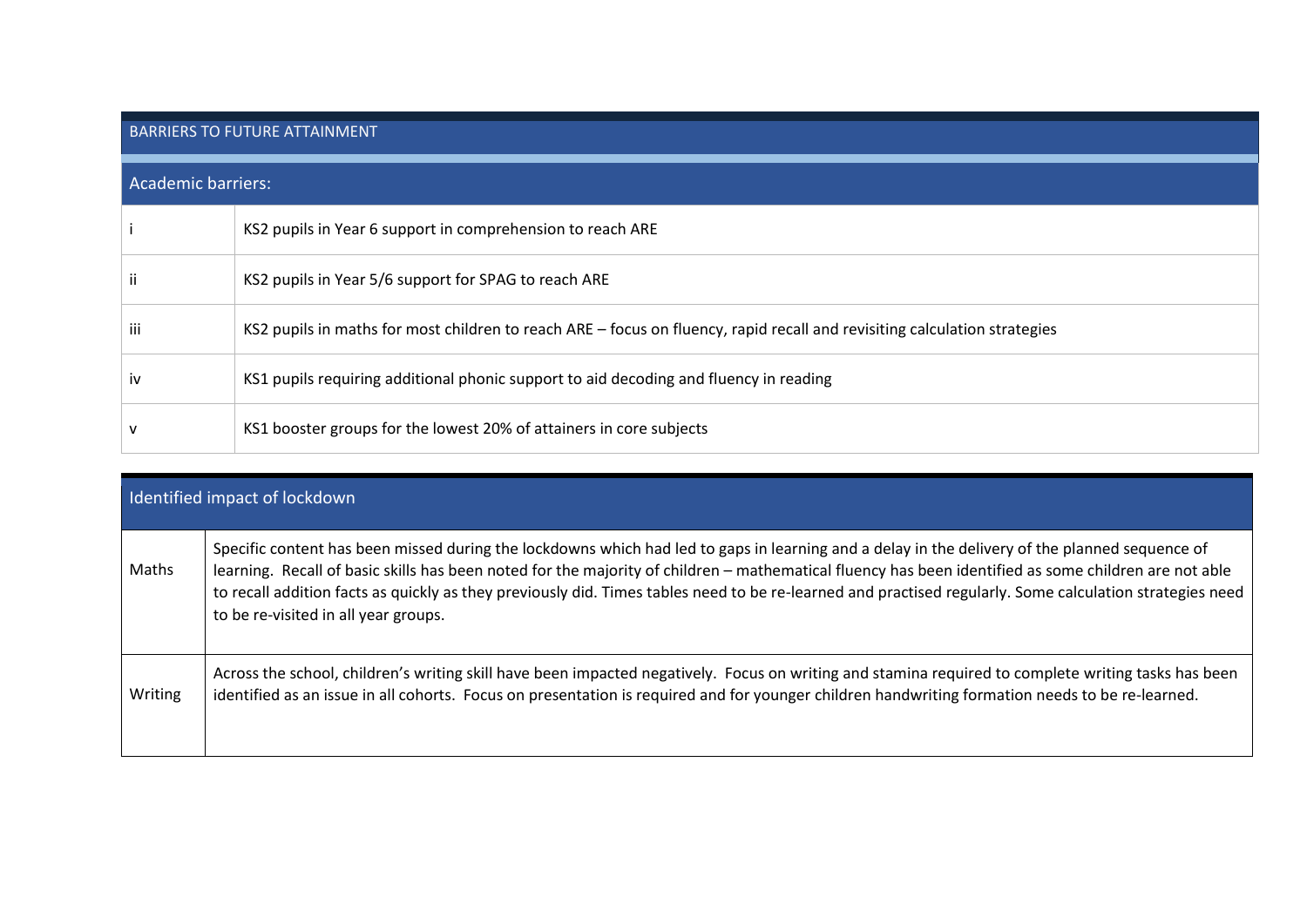## BARRIERS TO FUTURE ATTAINMENT

| Academic barriers: | |
|---|---|
| i | KS2 pupils in Year 6 support in comprehension to reach ARE |
| ii | KS2 pupils in Year 5/6 support for SPAG to reach ARE |
| iii | KS2 pupils in maths for most children to reach ARE – focus on fluency, rapid recall and revisiting calculation strategies |
| iv | KS1 pupils requiring additional phonic support to aid decoding and fluency in reading |
| v | KS1 booster groups for the lowest 20% of attainers in core subjects |

| Identified impact of lockdown | |
|---|---|
| Maths | Specific content has been missed during the lockdowns which had led to gaps in learning and a delay in the delivery of the planned sequence of learning. Recall of basic skills has been noted for the majority of children – mathematical fluency has been identified as some children are not able to recall addition facts as quickly as they previously did. Times tables need to be re-learned and practised regularly. Some calculation strategies need to be re-visited in all year groups. |
| Writing | Across the school, children's writing skill have been impacted negatively. Focus on writing and stamina required to complete writing tasks has been identified as an issue in all cohorts. Focus on presentation is required and for younger children handwriting formation needs to be re-learned. |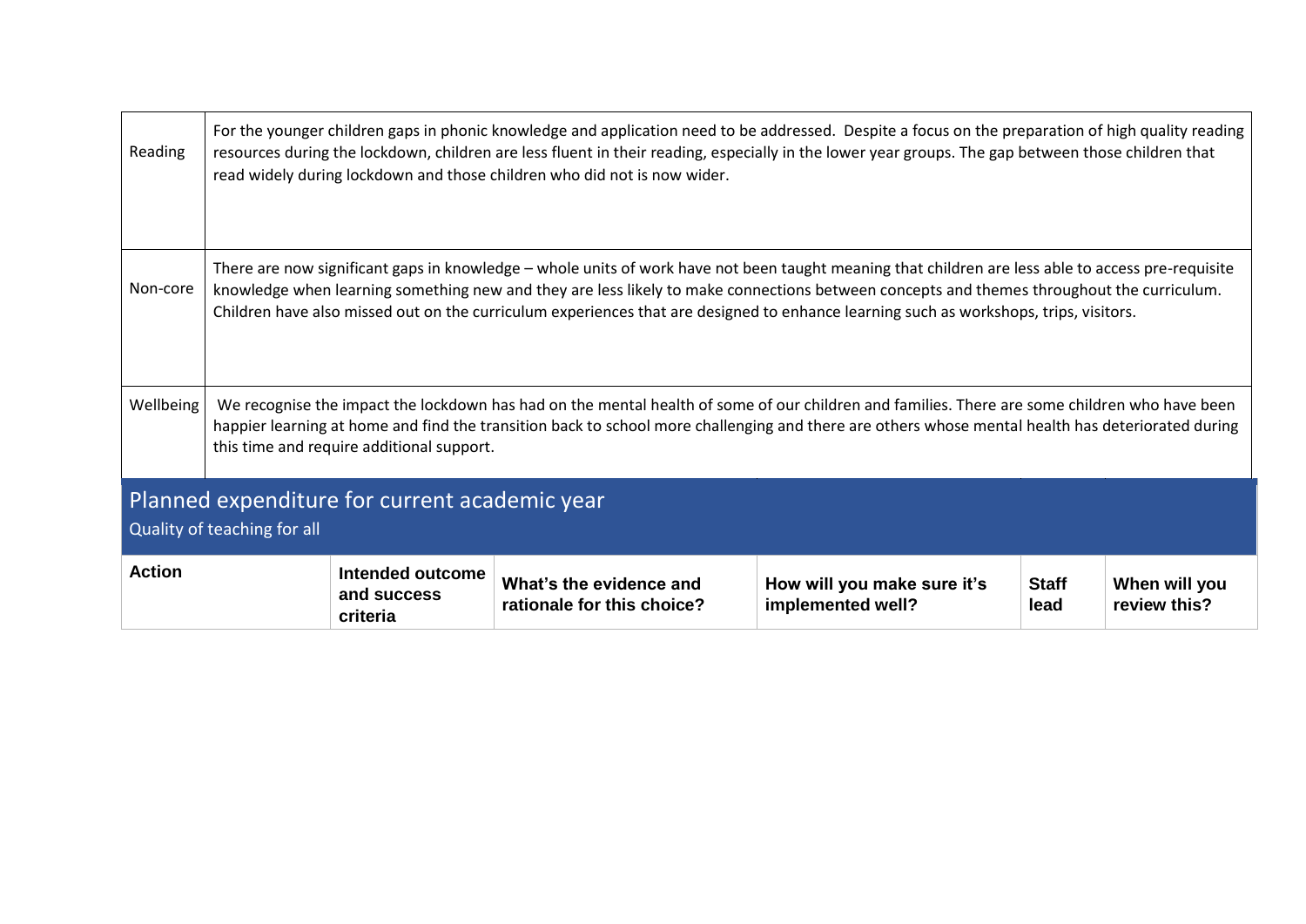| | |
|---|---|
| Reading | For the younger children gaps in phonic knowledge and application need to be addressed. Despite a focus on the preparation of high quality reading resources during the lockdown, children are less fluent in their reading, especially in the lower year groups. The gap between those children that read widely during lockdown and those children who did not is now wider. |
| Non-core | There are now significant gaps in knowledge – whole units of work have not been taught meaning that children are less able to access pre-requisite knowledge when learning something new and they are less likely to make connections between concepts and themes throughout the curriculum. Children have also missed out on the curriculum experiences that are designed to enhance learning such as workshops, trips, visitors. |
| Wellbeing | We recognise the impact the lockdown has had on the mental health of some of our children and families. There are some children who have been happier learning at home and find the transition back to school more challenging and there are others whose mental health has deteriorated during this time and require additional support. |

## Planned expenditure for current academic year

### Quality of teaching for all

| Action | Intended outcome and success criteria | What's the evidence and rationale for this choice? | How will you make sure it's implemented well? | Staff lead | When will you review this? |
|---|---|---|---|---|---|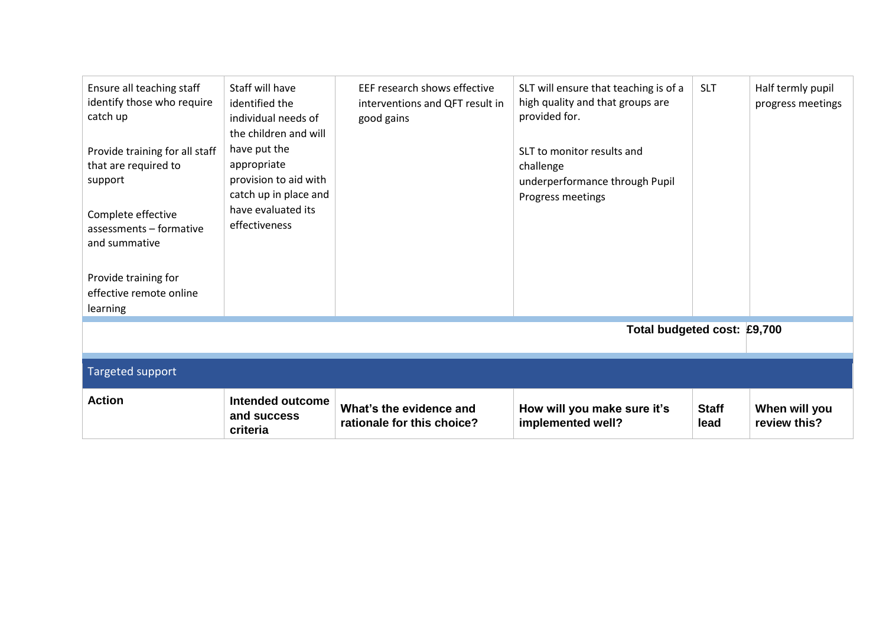| | | | | | |
|---|---|---|---|---|---|
| Ensure all teaching staff identify those who require catch up<br><br>Provide training for all staff that are required to support<br><br>Complete effective assessments – formative and summative<br><br>Provide training for effective remote online learning | Staff will have identified the individual needs of the children and will have put the appropriate provision to aid with catch up in place and have evaluated its effectiveness | EEF research shows effective interventions and QFT result in good gains | SLT will ensure that teaching is of a high quality and that groups are provided for.<br><br>SLT to monitor results and challenge underperformance through Pupil Progress meetings | SLT | Half termly pupil progress meetings |
| | | | | **Total budgeted cost:** | **£9,700** |

## Targeted support

| **Action** | **Intended outcome and success criteria** | **What's the evidence and rationale for this choice?** | **How will you make sure it's implemented well?** | **Staff lead** | **When will you review this?** |
|---|---|---|---|---|---|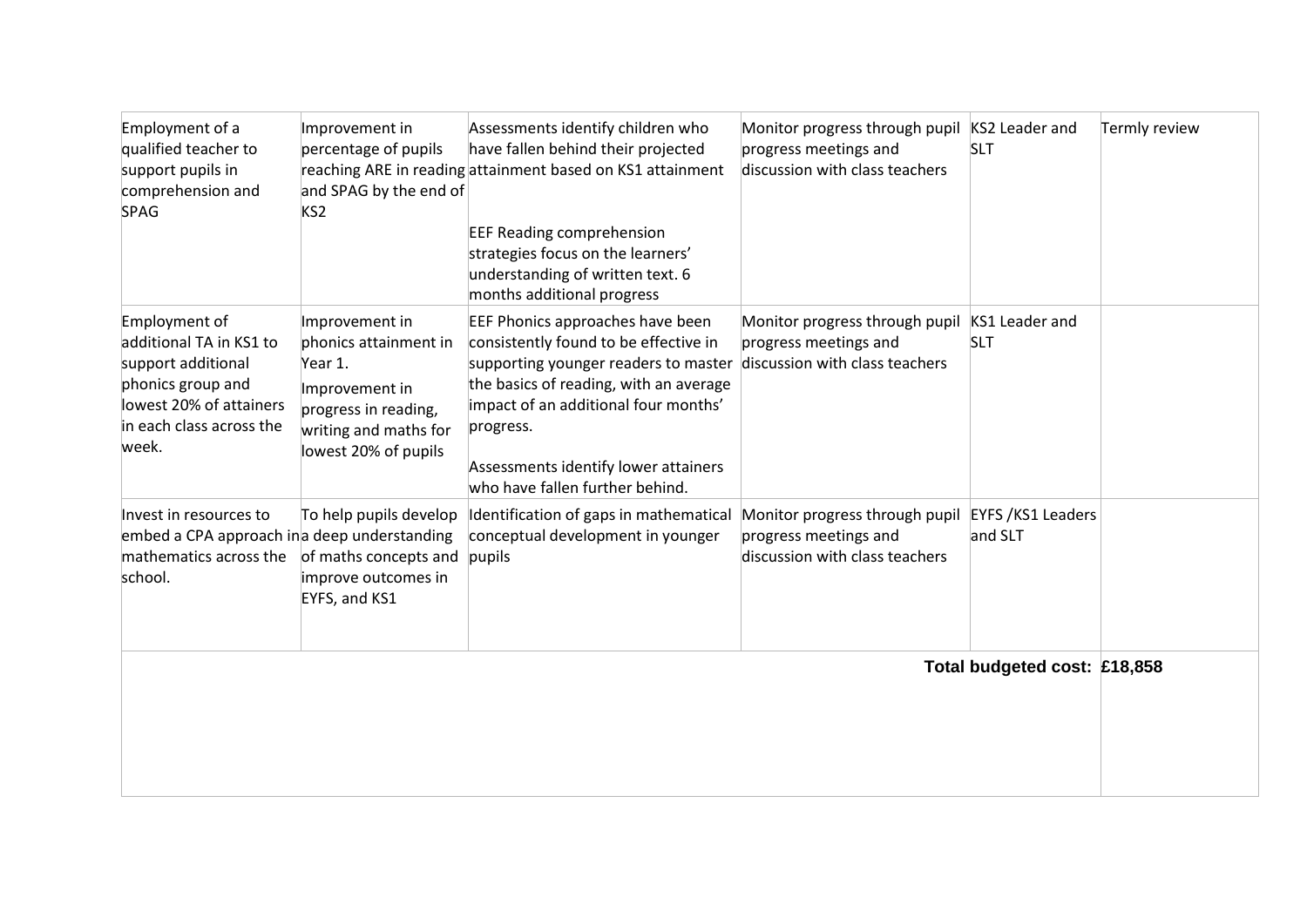| | | | | | |
|---|---|---|---|---|---|
| Employment of a qualified teacher to support pupils in comprehension and SPAG | Improvement in percentage of pupils reaching ARE in reading and SPAG by the end of KS2 | Assessments identify children who have fallen behind their projected attainment based on KS1 attainment<br><br>EEF Reading comprehension strategies focus on the learners' understanding of written text. 6 months additional progress | Monitor progress through pupil progress meetings and discussion with class teachers | KS2 Leader and SLT | Termly review |
| Employment of additional TA in KS1 to support additional phonics group and lowest 20% of attainers in each class across the week. | Improvement in phonics attainment in Year 1.<br><br>Improvement in progress in reading, writing and maths for lowest 20% of pupils | EEF Phonics approaches have been consistently found to be effective in supporting younger readers to master the basics of reading, with an average impact of an additional four months' progress.<br><br>Assessments identify lower attainers who have fallen further behind. | Monitor progress through pupil progress meetings and discussion with class teachers | KS1 Leader and SLT | |
| Invest in resources to embed a CPA approach in mathematics across the school. | To help pupils develop a deep understanding of maths concepts and improve outcomes in EYFS, and KS1 | Identification of gaps in mathematical conceptual development in younger pupils | Monitor progress through pupil progress meetings and discussion with class teachers | EYFS /KS1 Leaders and SLT | |
| | | | | **Total budgeted cost:** | **£18,858** |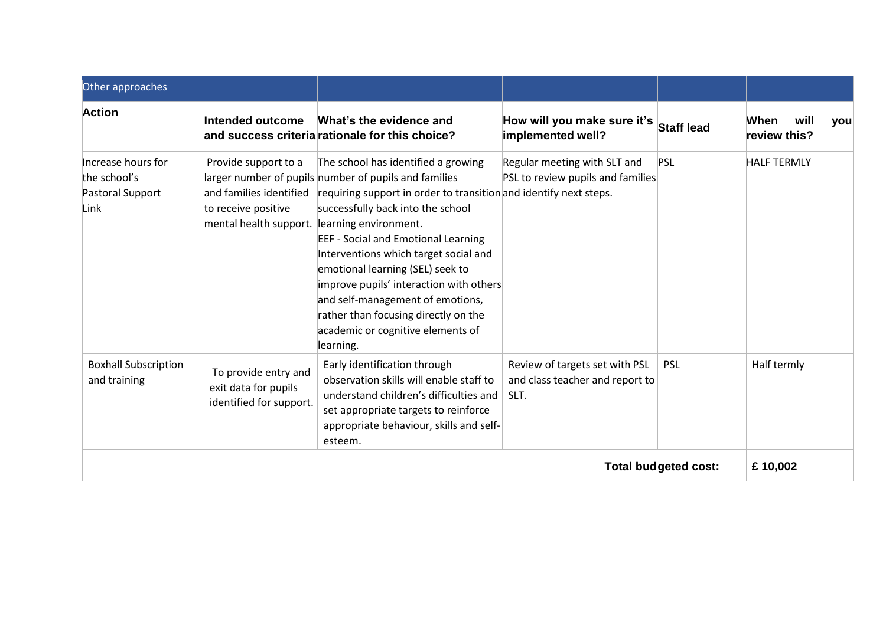| Other approaches | | | | | |
|---|---|---|---|---|---|
| **Action** | **Intended outcome and success criteria** | **What's the evidence and rationale for this choice?** | **How will you make sure it's implemented well?** | **Staff lead** | **When will you review this?** |
| Increase hours for the school's Pastoral Support Link | Provide support to a larger number of pupils and families identified to receive positive mental health support. | The school has identified a growing number of pupils and families requiring support in order to transition successfully back into the school learning environment.<br>EEF - Social and Emotional Learning Interventions which target social and emotional learning (SEL) seek to improve pupils' interaction with others and self-management of emotions, rather than focusing directly on the academic or cognitive elements of learning. | Regular meeting with SLT and PSL to review pupils and families and identify next steps. | PSL | HALF TERMLY |
| Boxhall Subscription and training | To provide entry and exit data for pupils identified for support. | Early identification through observation skills will enable staff to understand children's difficulties and set appropriate targets to reinforce appropriate behaviour, skills and self-esteem. | Review of targets set with PSL and class teacher and report to SLT. | PSL | Half termly |
| | | | | **Total budgeted cost:** | **£ 10,002** |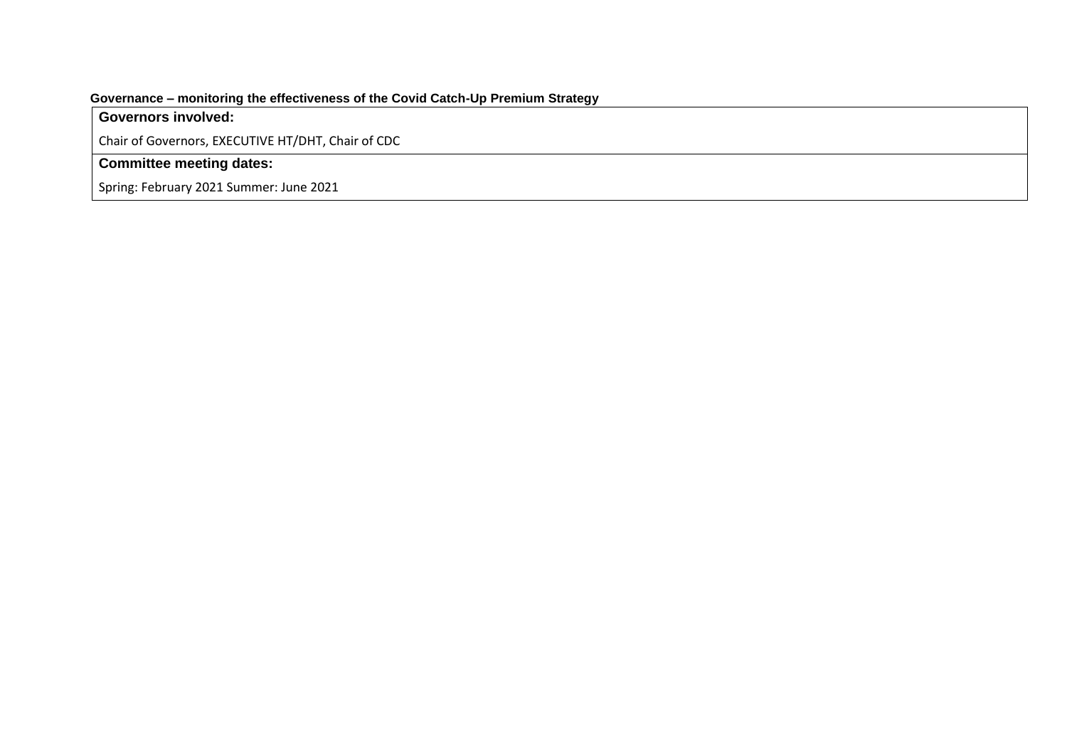**Governance – monitoring the effectiveness of the Covid Catch-Up Premium Strategy**

| |
|---|
| **Governors involved:** |
| Chair of Governors, EXECUTIVE HT/DHT, Chair of CDC |
| **Committee meeting dates:** |
| Spring: February 2021 Summer: June 2021 |